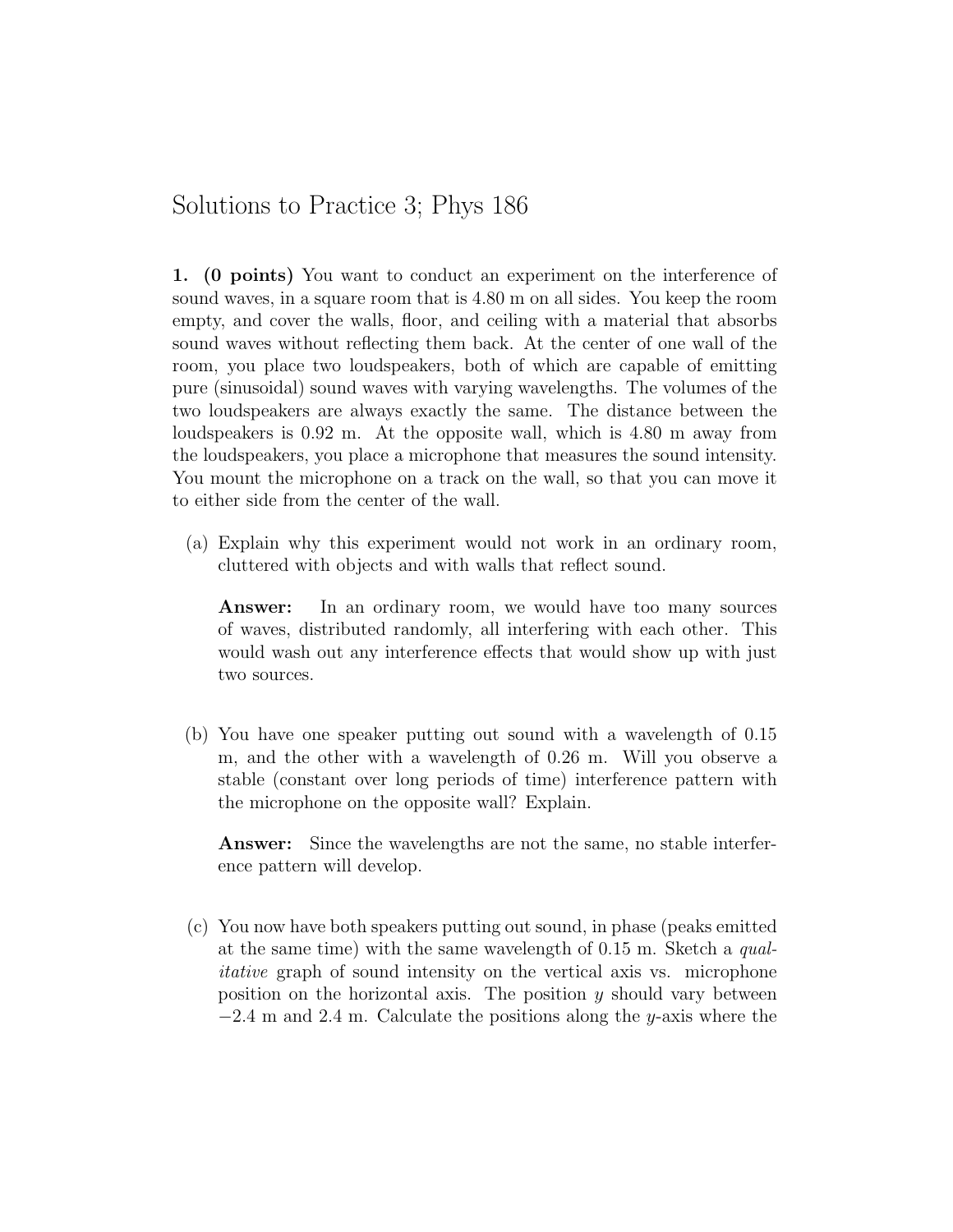# Solutions to Practice 3; Phys 186

**1. (0 points)** You want to conduct an experiment on the interference of sound waves, in a square room that is 4.80 m on all sides. You keep the room empty, and cover the walls, floor, and ceiling with a material that absorbs sound waves without reflecting them back. At the center of one wall of the room, you place two loudspeakers, both of which are capable of emitting pure (sinusoidal) sound waves with varying wavelengths. The volumes of the two loudspeakers are always exactly the same. The distance between the loudspeakers is 0.92 m. At the opposite wall, which is 4.80 m away from the loudspeakers, you place a microphone that measures the sound intensity. You mount the microphone on a track on the wall, so that you can move it to either side from the center of the wall.

(a) Explain why this experiment would not work in an ordinary room, cluttered with objects and with walls that reflect sound.

**Answer:** In an ordinary room, we would have too many sources of waves, distributed randomly, all interfering with each other. This would wash out any interference effects that would show up with just two sources.

(b) You have one speaker putting out sound with a wavelength of 0.15 m, and the other with a wavelength of 0.26 m. Will you observe a stable (constant over long periods of time) interference pattern with the microphone on the opposite wall? Explain.

**Answer:** Since the wavelengths are not the same, no stable interference pattern will develop.

(c) You now have both speakers putting out sound, in phase (peaks emitted at the same time) with the same wavelength of 0.15 m. Sketch a *qualitative* graph of sound intensity on the vertical axis vs. microphone position on the horizontal axis. The position $y$ should vary between $-2.4$ m and 2.4 m. Calculate the positions along the $y$-axis where the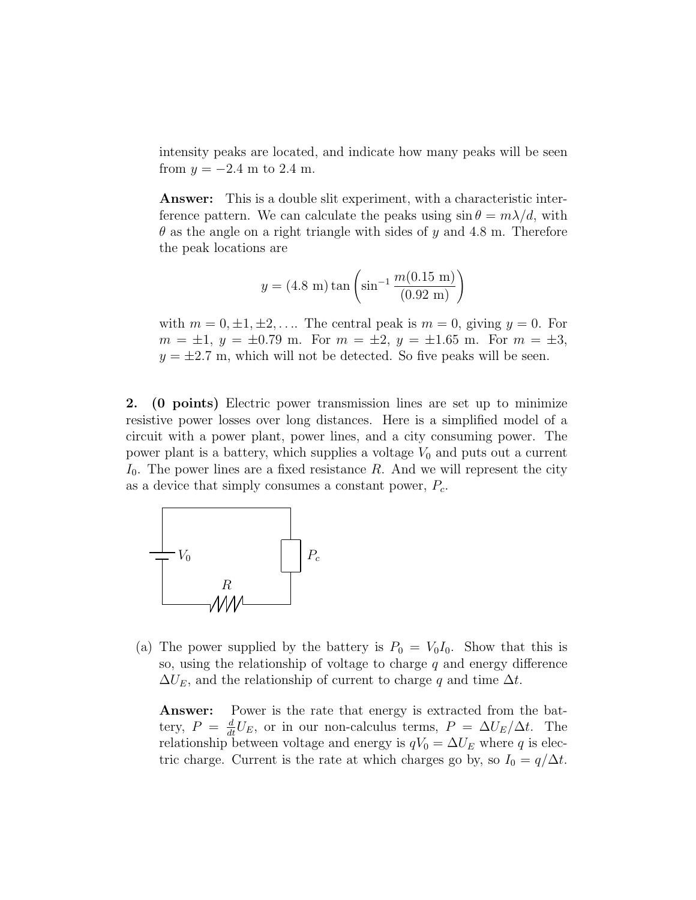intensity peaks are located, and indicate how many peaks will be seen from $y = -2.4$ m to 2.4 m.

**Answer:** This is a double slit experiment, with a characteristic interference pattern. We can calculate the peaks using $\sin\theta = m\lambda/d$, with $\theta$ as the angle on a right triangle with sides of $y$ and 4.8 m. Therefore the peak locations are

$$y = (4.8 \text{ m}) \tan\left(\sin^{-1} \frac{m(0.15 \text{ m})}{(0.92 \text{ m})}\right)$$

with $m = 0, \pm1, \pm2, \ldots$. The central peak is $m = 0$, giving $y = 0$. For $m = \pm1$, $y = \pm0.79$ m. For $m = \pm2$, $y = \pm1.65$ m. For $m = \pm3$, $y = \pm2.7$ m, which will not be detected. So five peaks will be seen.

**2. (0 points)** Electric power transmission lines are set up to minimize resistive power losses over long distances. Here is a simplified model of a circuit with a power plant, power lines, and a city consuming power. The power plant is a battery, which supplies a voltage $V_0$ and puts out a current $I_0$. The power lines are a fixed resistance $R$. And we will represent the city as a device that simply consumes a constant power, $P_c$.

(a) The power supplied by the battery is $P_0 = V_0 I_0$. Show that this is so, using the relationship of voltage to charge $q$ and energy difference $\Delta U_E$, and the relationship of current to charge $q$ and time $\Delta t$.

**Answer:** Power is the rate that energy is extracted from the battery, $P = \frac{d}{dt}U_E$, or in our non-calculus terms, $P = \Delta U_E/\Delta t$. The relationship between voltage and energy is $qV_0 = \Delta U_E$ where $q$ is electric charge. Current is the rate at which charges go by, so $I_0 = q/\Delta t$.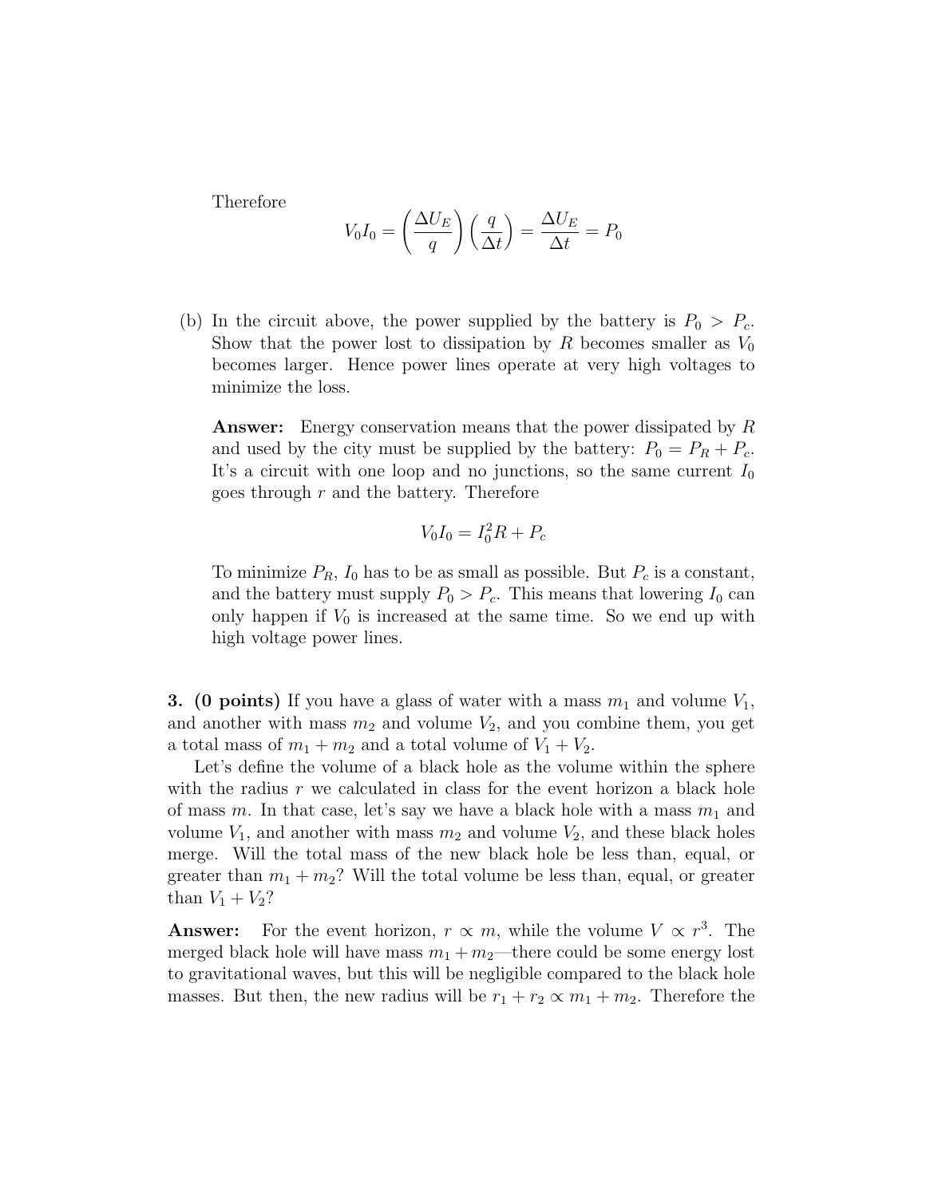Therefore

$$V_0 I_0 = \left(\frac{\Delta U_E}{q}\right)\left(\frac{q}{\Delta t}\right) = \frac{\Delta U_E}{\Delta t} = P_0$$

(b) In the circuit above, the power supplied by the battery is $P_0 > P_c$. Show that the power lost to dissipation by $R$ becomes smaller as $V_0$ becomes larger. Hence power lines operate at very high voltages to minimize the loss.

**Answer:** Energy conservation means that the power dissipated by $R$ and used by the city must be supplied by the battery: $P_0 = P_R + P_c$. It's a circuit with one loop and no junctions, so the same current $I_0$ goes through $r$ and the battery. Therefore

$$V_0 I_0 = I_0^2 R + P_c$$

To minimize $P_R$, $I_0$ has to be as small as possible. But $P_c$ is a constant, and the battery must supply $P_0 > P_c$. This means that lowering $I_0$ can only happen if $V_0$ is increased at the same time. So we end up with high voltage power lines.

**3. (0 points)** If you have a glass of water with a mass $m_1$ and volume $V_1$, and another with mass $m_2$ and volume $V_2$, and you combine them, you get a total mass of $m_1 + m_2$ and a total volume of $V_1 + V_2$.

Let's define the volume of a black hole as the volume within the sphere with the radius $r$ we calculated in class for the event horizon a black hole of mass $m$. In that case, let's say we have a black hole with a mass $m_1$ and volume $V_1$, and another with mass $m_2$ and volume $V_2$, and these black holes merge. Will the total mass of the new black hole be less than, equal, or greater than $m_1 + m_2$? Will the total volume be less than, equal, or greater than $V_1 + V_2$?

**Answer:** For the event horizon, $r \propto m$, while the volume $V \propto r^3$. The merged black hole will have mass $m_1 + m_2$—there could be some energy lost to gravitational waves, but this will be negligible compared to the black hole masses. But then, the new radius will be $r_1 + r_2 \propto m_1 + m_2$. Therefore the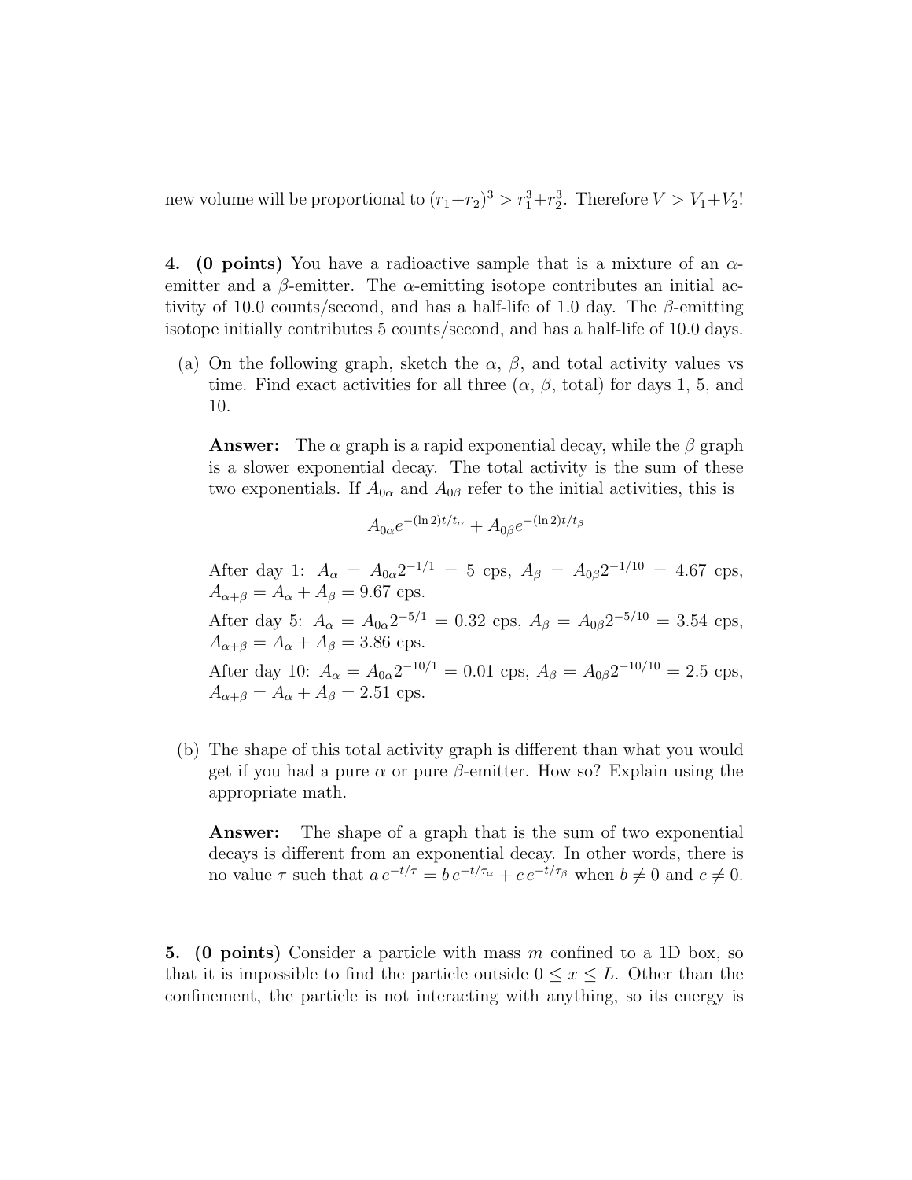new volume will be proportional to $(r_1+r_2)^3 > r_1^3+r_2^3$. Therefore $V > V_1+V_2$!

**4. (0 points)** You have a radioactive sample that is a mixture of an $\alpha$-emitter and a $\beta$-emitter. The $\alpha$-emitting isotope contributes an initial activity of 10.0 counts/second, and has a half-life of 1.0 day. The $\beta$-emitting isotope initially contributes 5 counts/second, and has a half-life of 10.0 days.

(a) On the following graph, sketch the $\alpha$, $\beta$, and total activity values vs time. Find exact activities for all three ($\alpha$, $\beta$, total) for days 1, 5, and 10.

**Answer:** The $\alpha$ graph is a rapid exponential decay, while the $\beta$ graph is a slower exponential decay. The total activity is the sum of these two exponentials. If $A_{0\alpha}$ and $A_{0\beta}$ refer to the initial activities, this is

$$A_{0\alpha}e^{-(\ln 2)t/t_\alpha} + A_{0\beta}e^{-(\ln 2)t/t_\beta}$$

After day 1: $A_\alpha = A_{0\alpha}2^{-1/1} = 5$ cps, $A_\beta = A_{0\beta}2^{-1/10} = 4.67$ cps, $A_{\alpha+\beta} = A_\alpha + A_\beta = 9.67$ cps.

After day 5: $A_\alpha = A_{0\alpha}2^{-5/1} = 0.32$ cps, $A_\beta = A_{0\beta}2^{-5/10} = 3.54$ cps, $A_{\alpha+\beta} = A_\alpha + A_\beta = 3.86$ cps.

After day 10: $A_\alpha = A_{0\alpha}2^{-10/1} = 0.01$ cps, $A_\beta = A_{0\beta}2^{-10/10} = 2.5$ cps, $A_{\alpha+\beta} = A_\alpha + A_\beta = 2.51$ cps.

(b) The shape of this total activity graph is different than what you would get if you had a pure $\alpha$ or pure $\beta$-emitter. How so? Explain using the appropriate math.

**Answer:** The shape of a graph that is the sum of two exponential decays is different from an exponential decay. In other words, there is no value $\tau$ such that $a\,e^{-t/\tau} = b\,e^{-t/\tau_\alpha} + c\,e^{-t/\tau_\beta}$ when $b \neq 0$ and $c \neq 0$.

**5. (0 points)** Consider a particle with mass $m$ confined to a 1D box, so that it is impossible to find the particle outside $0 \leq x \leq L$. Other than the confinement, the particle is not interacting with anything, so its energy is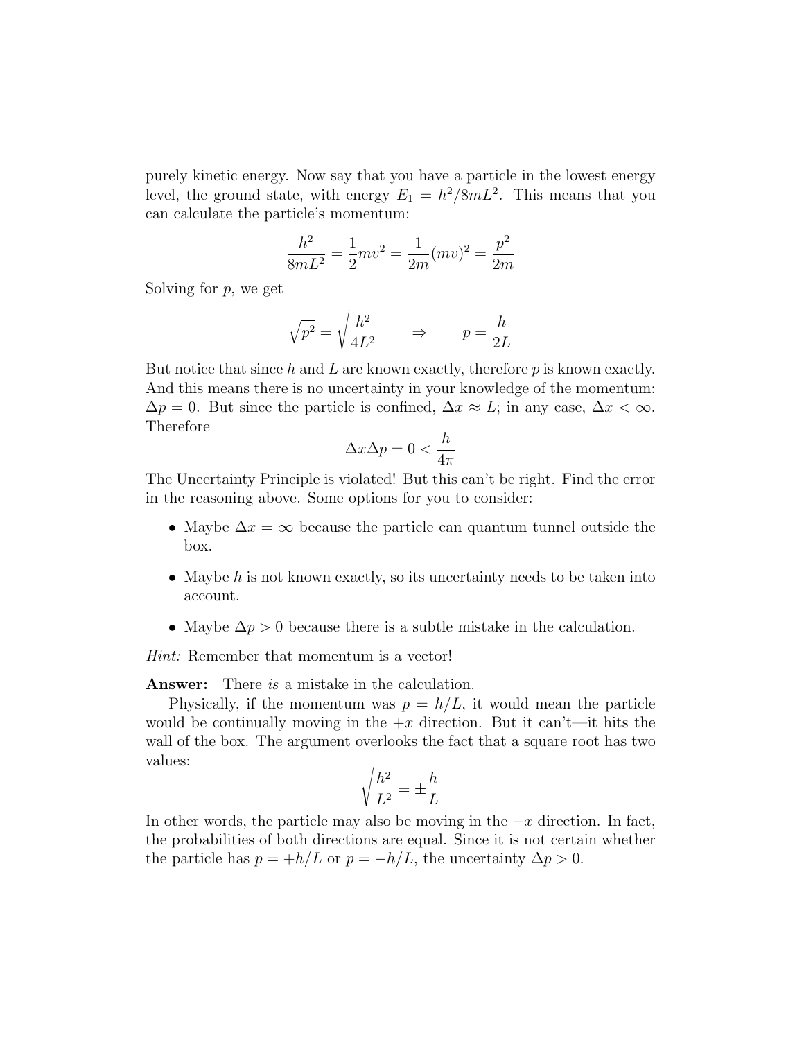purely kinetic energy. Now say that you have a particle in the lowest energy level, the ground state, with energy $E_1 = h^2/8mL^2$. This means that you can calculate the particle's momentum:

$$\frac{h^2}{8mL^2} = \frac{1}{2}mv^2 = \frac{1}{2m}(mv)^2 = \frac{p^2}{2m}$$

Solving for $p$, we get

$$\sqrt{p^2} = \sqrt{\frac{h^2}{4L^2}} \qquad \Rightarrow \qquad p = \frac{h}{2L}$$

But notice that since $h$ and $L$ are known exactly, therefore $p$ is known exactly. And this means there is no uncertainty in your knowledge of the momentum: $\Delta p = 0$. But since the particle is confined, $\Delta x \approx L$; in any case, $\Delta x < \infty$. Therefore

$$\Delta x \Delta p = 0 < \frac{h}{4\pi}$$

The Uncertainty Principle is violated! But this can't be right. Find the error in the reasoning above. Some options for you to consider:

- Maybe $\Delta x = \infty$ because the particle can quantum tunnel outside the box.
- Maybe $h$ is not known exactly, so its uncertainty needs to be taken into account.
- Maybe $\Delta p > 0$ because there is a subtle mistake in the calculation.

*Hint:* Remember that momentum is a vector!

**Answer:** There *is* a mistake in the calculation.

Physically, if the momentum was $p = h/L$, it would mean the particle would be continually moving in the $+x$ direction. But it can't—it hits the wall of the box. The argument overlooks the fact that a square root has two values:

$$\sqrt{\frac{h^2}{L^2}} = \pm\frac{h}{L}$$

In other words, the particle may also be moving in the $-x$ direction. In fact, the probabilities of both directions are equal. Since it is not certain whether the particle has $p = +h/L$ or $p = -h/L$, the uncertainty $\Delta p > 0$.